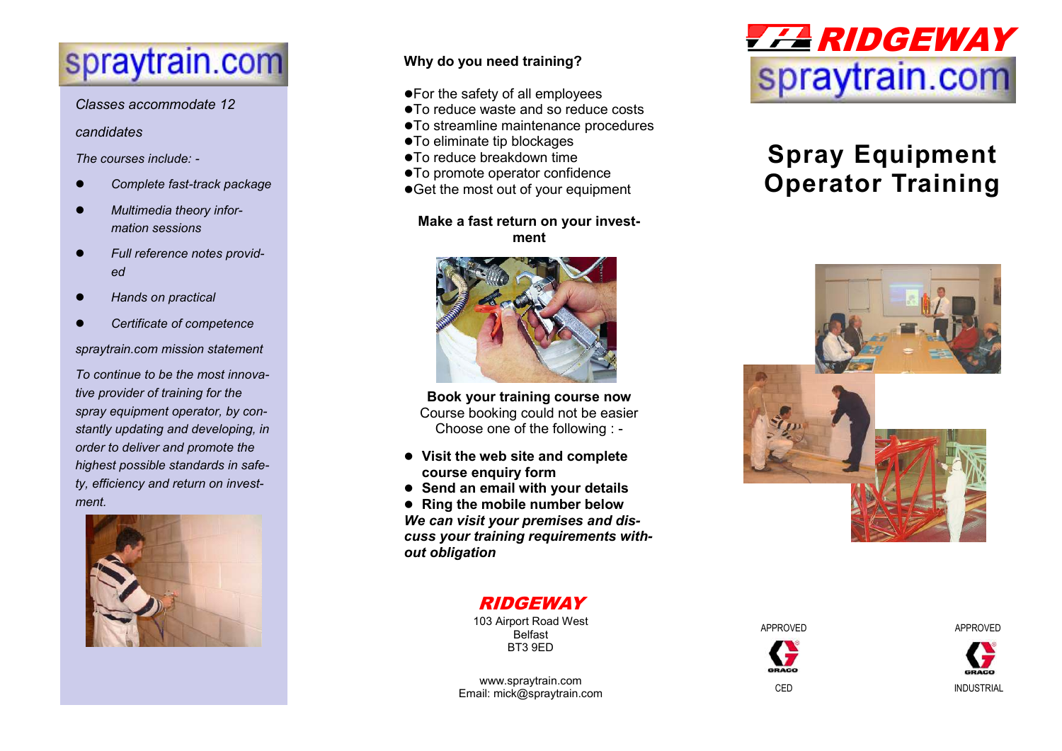# spraytrain.com

*Classes accommodate 12 candidates*

*The courses include: -*

- *Complete fast-track package*
- *Multimedia theory information sessions*
- *Full reference notes provided*
- *Hands on practical*
- *Certificate of competence*

*spraytrain.com mission statement*

*To continue to be the most innovative provider of training for the spray equipment operator, by constantly updating and developing, in order to deliver and promote the highest possible standards in safety, efficiency and return on investment.*

**Why do you need training?**

- For the safety of all employees
- To reduce waste and so reduce costs
- To streamline maintenance procedures
- To eliminate tip blockages
- To reduce breakdown time
- To promote operator confidence
- Get the most out of your equipment

**Make a fast return on your investment**

**Book your training course now**
Course booking could not be easier
Choose one of the following : -

- **Visit the web site and complete course enquiry form**
- **Send an email with your details**
- **Ring the mobile number below**

***We can visit your premises and discuss your training requirements without obligation***

**RIDGEWAY**
103 Airport Road West
Belfast
BT3 9ED

www.spraytrain.com
Email: mick@spraytrain.com

# RIDGEWAY spraytrain.com

# Spray Equipment Operator Training

APPROVED
GRACO
CED

APPROVED
GRACO
INDUSTRIAL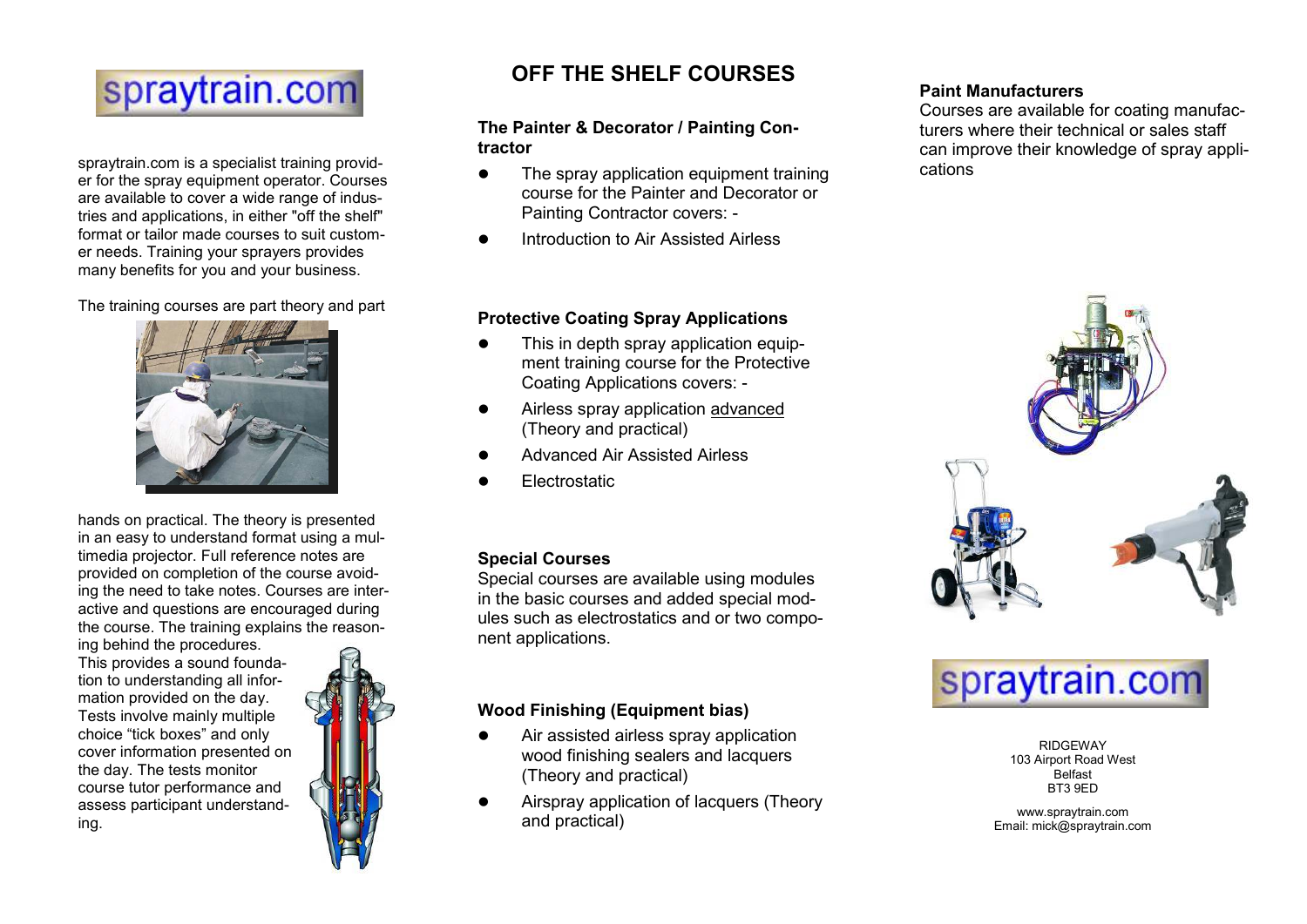spraytrain.com

spraytrain.com is a specialist training provider for the spray equipment operator. Courses are available to cover a wide range of industries and applications, in either "off the shelf" format or tailor made courses to suit customer needs. Training your sprayers provides many benefits for you and your business.

The training courses are part theory and part hands on practical. The theory is presented in an easy to understand format using a multimedia projector. Full reference notes are provided on completion of the course avoiding the need to take notes. Courses are interactive and questions are encouraged during the course. The training explains the reasoning behind the procedures. This provides a sound foundation to understanding all information provided on the day. Tests involve mainly multiple choice "tick boxes" and only cover information presented on the day. The tests monitor course tutor performance and assess participant understanding.

# OFF THE SHELF COURSES

### The Painter & Decorator / Painting Contractor

- The spray application equipment training course for the Painter and Decorator or Painting Contractor covers: -
- Introduction to Air Assisted Airless

### Protective Coating Spray Applications

- This in depth spray application equipment training course for the Protective Coating Applications covers: -
- Airless spray application advanced (Theory and practical)
- Advanced Air Assisted Airless
- Electrostatic

### Special Courses

Special courses are available using modules in the basic courses and added special modules such as electrostatics and or two component applications.

### Wood Finishing (Equipment bias)

- Air assisted airless spray application wood finishing sealers and lacquers (Theory and practical)
- Airspray application of lacquers (Theory and practical)

### Paint Manufacturers

Courses are available for coating manufacturers where their technical or sales staff can improve their knowledge of spray applications

spraytrain.com

RIDGEWAY
103 Airport Road West
Belfast
BT3 9ED

www.spraytrain.com
Email: mick@spraytrain.com